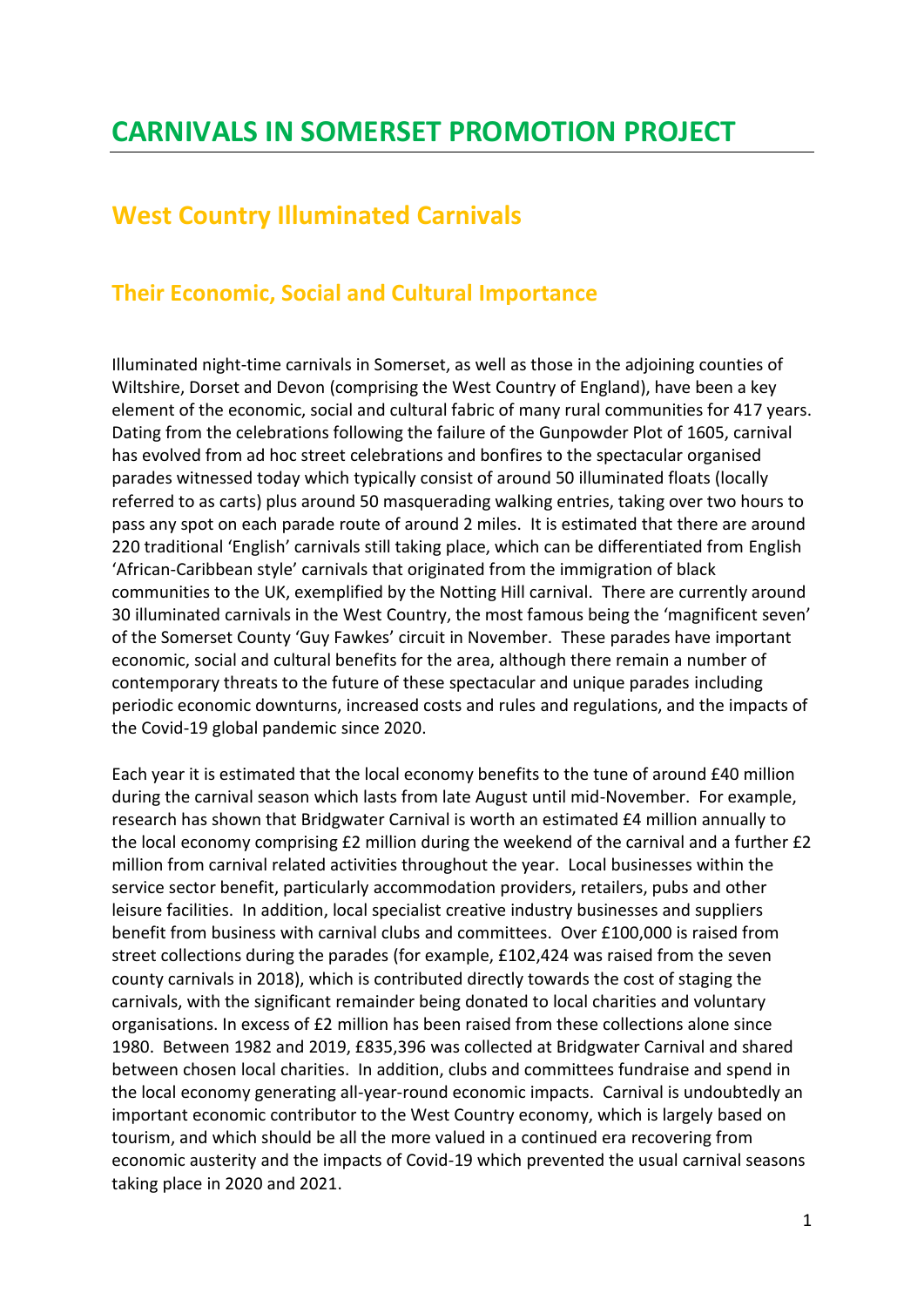# CARNIVALS IN SOMERSET PROMOTION PROJECT

## West Country Illuminated Carnivals

### Their Economic, Social and Cultural Importance

Illuminated night-time carnivals in Somerset, as well as those in the adjoining counties of Wiltshire, Dorset and Devon (comprising the West Country of England), have been a key element of the economic, social and cultural fabric of many rural communities for 417 years. Dating from the celebrations following the failure of the Gunpowder Plot of 1605, carnival has evolved from ad hoc street celebrations and bonfires to the spectacular organised parades witnessed today which typically consist of around 50 illuminated floats (locally referred to as carts) plus around 50 masquerading walking entries, taking over two hours to pass any spot on each parade route of around 2 miles. It is estimated that there are around 220 traditional 'English' carnivals still taking place, which can be differentiated from English 'African-Caribbean style' carnivals that originated from the immigration of black communities to the UK, exemplified by the Notting Hill carnival. There are currently around 30 illuminated carnivals in the West Country, the most famous being the 'magnificent seven' of the Somerset County 'Guy Fawkes' circuit in November. These parades have important economic, social and cultural benefits for the area, although there remain a number of contemporary threats to the future of these spectacular and unique parades including periodic economic downturns, increased costs and rules and regulations, and the impacts of the Covid-19 global pandemic since 2020.

Each year it is estimated that the local economy benefits to the tune of around £40 million during the carnival season which lasts from late August until mid-November. For example, research has shown that Bridgwater Carnival is worth an estimated £4 million annually to the local economy comprising £2 million during the weekend of the carnival and a further £2 million from carnival related activities throughout the year. Local businesses within the service sector benefit, particularly accommodation providers, retailers, pubs and other leisure facilities. In addition, local specialist creative industry businesses and suppliers benefit from business with carnival clubs and committees. Over £100,000 is raised from street collections during the parades (for example, £102,424 was raised from the seven county carnivals in 2018), which is contributed directly towards the cost of staging the carnivals, with the significant remainder being donated to local charities and voluntary organisations. In excess of £2 million has been raised from these collections alone since 1980. Between 1982 and 2019, £835,396 was collected at Bridgwater Carnival and shared between chosen local charities. In addition, clubs and committees fundraise and spend in the local economy generating all-year-round economic impacts. Carnival is undoubtedly an important economic contributor to the West Country economy, which is largely based on tourism, and which should be all the more valued in a continued era recovering from economic austerity and the impacts of Covid-19 which prevented the usual carnival seasons taking place in 2020 and 2021.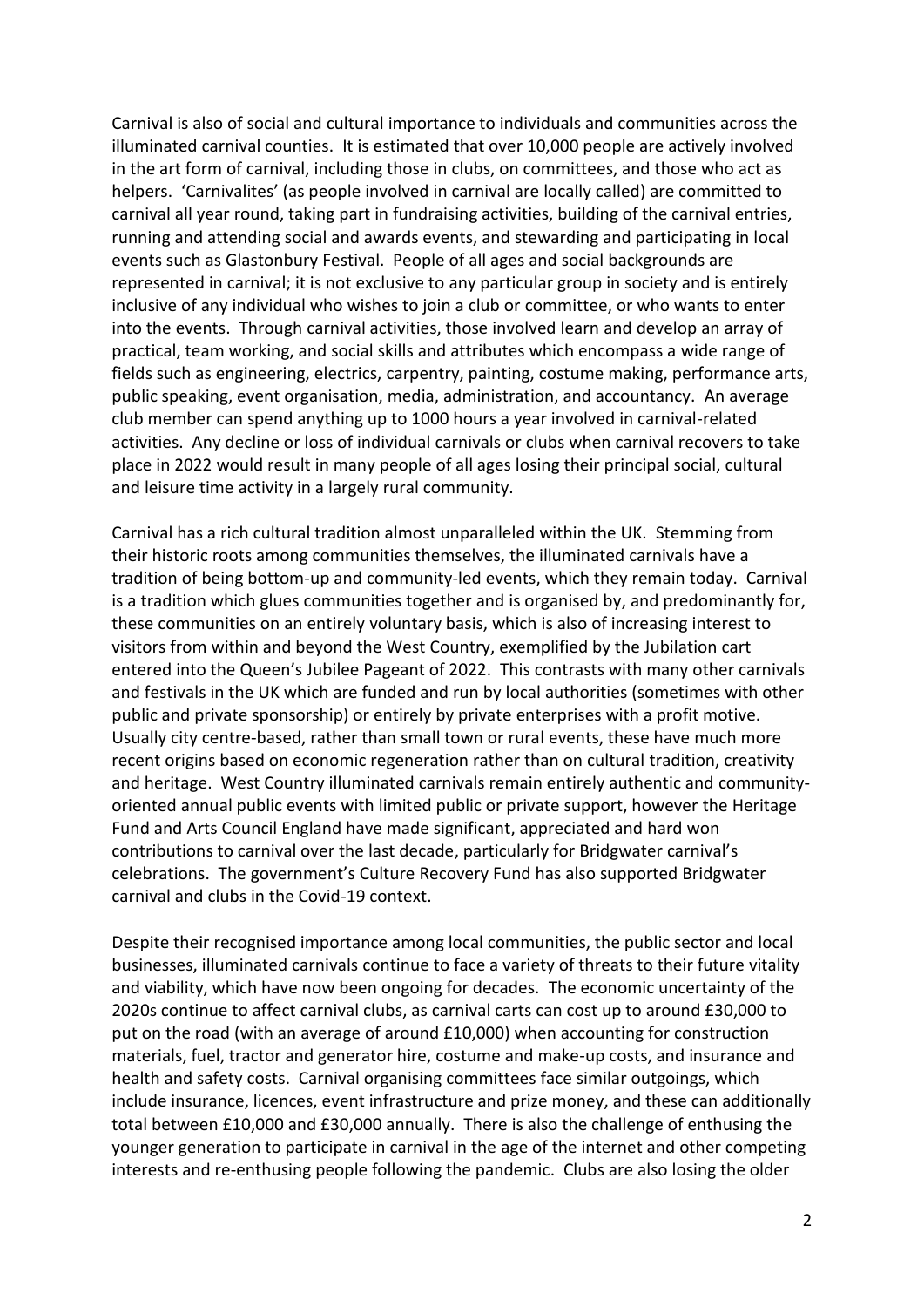Carnival is also of social and cultural importance to individuals and communities across the illuminated carnival counties. It is estimated that over 10,000 people are actively involved in the art form of carnival, including those in clubs, on committees, and those who act as helpers. 'Carnivalites' (as people involved in carnival are locally called) are committed to carnival all year round, taking part in fundraising activities, building of the carnival entries, running and attending social and awards events, and stewarding and participating in local events such as Glastonbury Festival. People of all ages and social backgrounds are represented in carnival; it is not exclusive to any particular group in society and is entirely inclusive of any individual who wishes to join a club or committee, or who wants to enter into the events. Through carnival activities, those involved learn and develop an array of practical, team working, and social skills and attributes which encompass a wide range of fields such as engineering, electrics, carpentry, painting, costume making, performance arts, public speaking, event organisation, media, administration, and accountancy. An average club member can spend anything up to 1000 hours a year involved in carnival-related activities. Any decline or loss of individual carnivals or clubs when carnival recovers to take place in 2022 would result in many people of all ages losing their principal social, cultural and leisure time activity in a largely rural community.

Carnival has a rich cultural tradition almost unparalleled within the UK. Stemming from their historic roots among communities themselves, the illuminated carnivals have a tradition of being bottom-up and community-led events, which they remain today. Carnival is a tradition which glues communities together and is organised by, and predominantly for, these communities on an entirely voluntary basis, which is also of increasing interest to visitors from within and beyond the West Country, exemplified by the Jubilation cart entered into the Queen's Jubilee Pageant of 2022. This contrasts with many other carnivals and festivals in the UK which are funded and run by local authorities (sometimes with other public and private sponsorship) or entirely by private enterprises with a profit motive. Usually city centre-based, rather than small town or rural events, these have much more recent origins based on economic regeneration rather than on cultural tradition, creativity and heritage. West Country illuminated carnivals remain entirely authentic and community-oriented annual public events with limited public or private support, however the Heritage Fund and Arts Council England have made significant, appreciated and hard won contributions to carnival over the last decade, particularly for Bridgwater carnival's celebrations. The government's Culture Recovery Fund has also supported Bridgwater carnival and clubs in the Covid-19 context.

Despite their recognised importance among local communities, the public sector and local businesses, illuminated carnivals continue to face a variety of threats to their future vitality and viability, which have now been ongoing for decades. The economic uncertainty of the 2020s continue to affect carnival clubs, as carnival carts can cost up to around £30,000 to put on the road (with an average of around £10,000) when accounting for construction materials, fuel, tractor and generator hire, costume and make-up costs, and insurance and health and safety costs. Carnival organising committees face similar outgoings, which include insurance, licences, event infrastructure and prize money, and these can additionally total between £10,000 and £30,000 annually. There is also the challenge of enthusing the younger generation to participate in carnival in the age of the internet and other competing interests and re-enthusing people following the pandemic. Clubs are also losing the older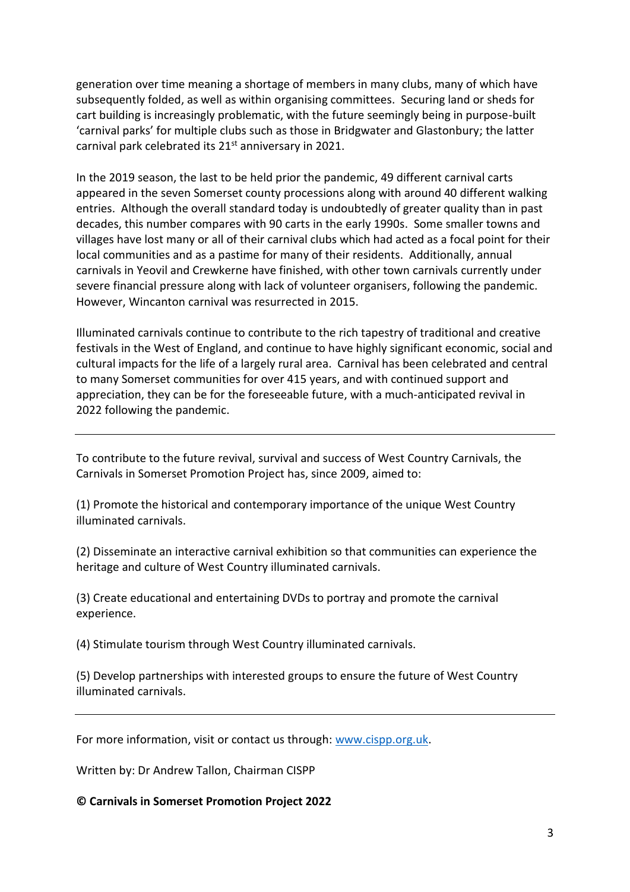generation over time meaning a shortage of members in many clubs, many of which have subsequently folded, as well as within organising committees. Securing land or sheds for cart building is increasingly problematic, with the future seemingly being in purpose-built 'carnival parks' for multiple clubs such as those in Bridgwater and Glastonbury; the latter carnival park celebrated its 21st anniversary in 2021.

In the 2019 season, the last to be held prior the pandemic, 49 different carnival carts appeared in the seven Somerset county processions along with around 40 different walking entries. Although the overall standard today is undoubtedly of greater quality than in past decades, this number compares with 90 carts in the early 1990s. Some smaller towns and villages have lost many or all of their carnival clubs which had acted as a focal point for their local communities and as a pastime for many of their residents. Additionally, annual carnivals in Yeovil and Crewkerne have finished, with other town carnivals currently under severe financial pressure along with lack of volunteer organisers, following the pandemic. However, Wincanton carnival was resurrected in 2015.

Illuminated carnivals continue to contribute to the rich tapestry of traditional and creative festivals in the West of England, and continue to have highly significant economic, social and cultural impacts for the life of a largely rural area. Carnival has been celebrated and central to many Somerset communities for over 415 years, and with continued support and appreciation, they can be for the foreseeable future, with a much-anticipated revival in 2022 following the pandemic.

---

To contribute to the future revival, survival and success of West Country Carnivals, the Carnivals in Somerset Promotion Project has, since 2009, aimed to:

(1) Promote the historical and contemporary importance of the unique West Country illuminated carnivals.

(2) Disseminate an interactive carnival exhibition so that communities can experience the heritage and culture of West Country illuminated carnivals.

(3) Create educational and entertaining DVDs to portray and promote the carnival experience.

(4) Stimulate tourism through West Country illuminated carnivals.

(5) Develop partnerships with interested groups to ensure the future of West Country illuminated carnivals.

---

For more information, visit or contact us through: [www.cispp.org.uk](http://www.cispp.org.uk).

Written by: Dr Andrew Tallon, Chairman CISPP

**© Carnivals in Somerset Promotion Project 2022**